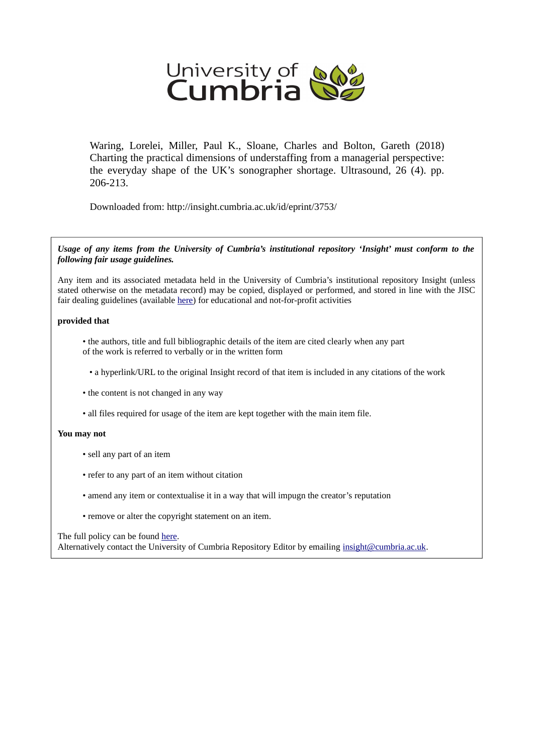University of Cumbria

Waring, Lorelei, Miller, Paul K., Sloane, Charles and Bolton, Gareth (2018) Charting the practical dimensions of understaffing from a managerial perspective: the everyday shape of the UK's sonographer shortage. Ultrasound, 26 (4). pp. 206-213.

Downloaded from: http://insight.cumbria.ac.uk/id/eprint/3753/

***Usage of any items from the University of Cumbria's institutional repository 'Insight' must conform to the following fair usage guidelines.***

Any item and its associated metadata held in the University of Cumbria's institutional repository Insight (unless stated otherwise on the metadata record) may be copied, displayed or performed, and stored in line with the JISC fair dealing guidelines (available here) for educational and not-for-profit activities

**provided that**

- the authors, title and full bibliographic details of the item are cited clearly when any part of the work is referred to verbally or in the written form
- a hyperlink/URL to the original Insight record of that item is included in any citations of the work
- the content is not changed in any way
- all files required for usage of the item are kept together with the main item file.

**You may not**

- sell any part of an item
- refer to any part of an item without citation
- amend any item or contextualise it in a way that will impugn the creator's reputation
- remove or alter the copyright statement on an item.

The full policy can be found here.
Alternatively contact the University of Cumbria Repository Editor by emailing insight@cumbria.ac.uk.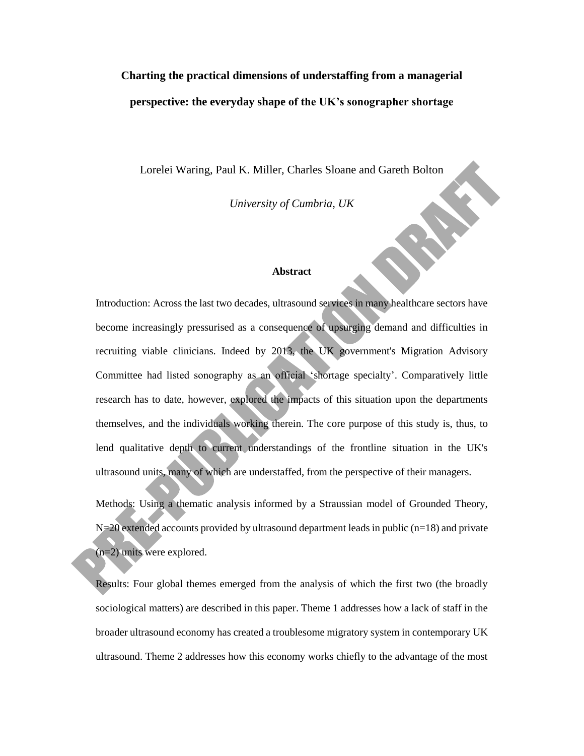# Charting the practical dimensions of understaffing from a managerial perspective: the everyday shape of the UK's sonographer shortage

Lorelei Waring, Paul K. Miller, Charles Sloane and Gareth Bolton

*University of Cumbria, UK*

## Abstract

Introduction: Across the last two decades, ultrasound services in many healthcare sectors have become increasingly pressurised as a consequence of upsurging demand and difficulties in recruiting viable clinicians. Indeed by 2013, the UK government's Migration Advisory Committee had listed sonography as an official 'shortage specialty'. Comparatively little research has to date, however, explored the impacts of this situation upon the departments themselves, and the individuals working therein. The core purpose of this study is, thus, to lend qualitative depth to current understandings of the frontline situation in the UK's ultrasound units, many of which are understaffed, from the perspective of their managers.

Methods: Using a thematic analysis informed by a Straussian model of Grounded Theory, N=20 extended accounts provided by ultrasound department leads in public (n=18) and private (n=2) units were explored.

Results: Four global themes emerged from the analysis of which the first two (the broadly sociological matters) are described in this paper. Theme 1 addresses how a lack of staff in the broader ultrasound economy has created a troublesome migratory system in contemporary UK ultrasound. Theme 2 addresses how this economy works chiefly to the advantage of the most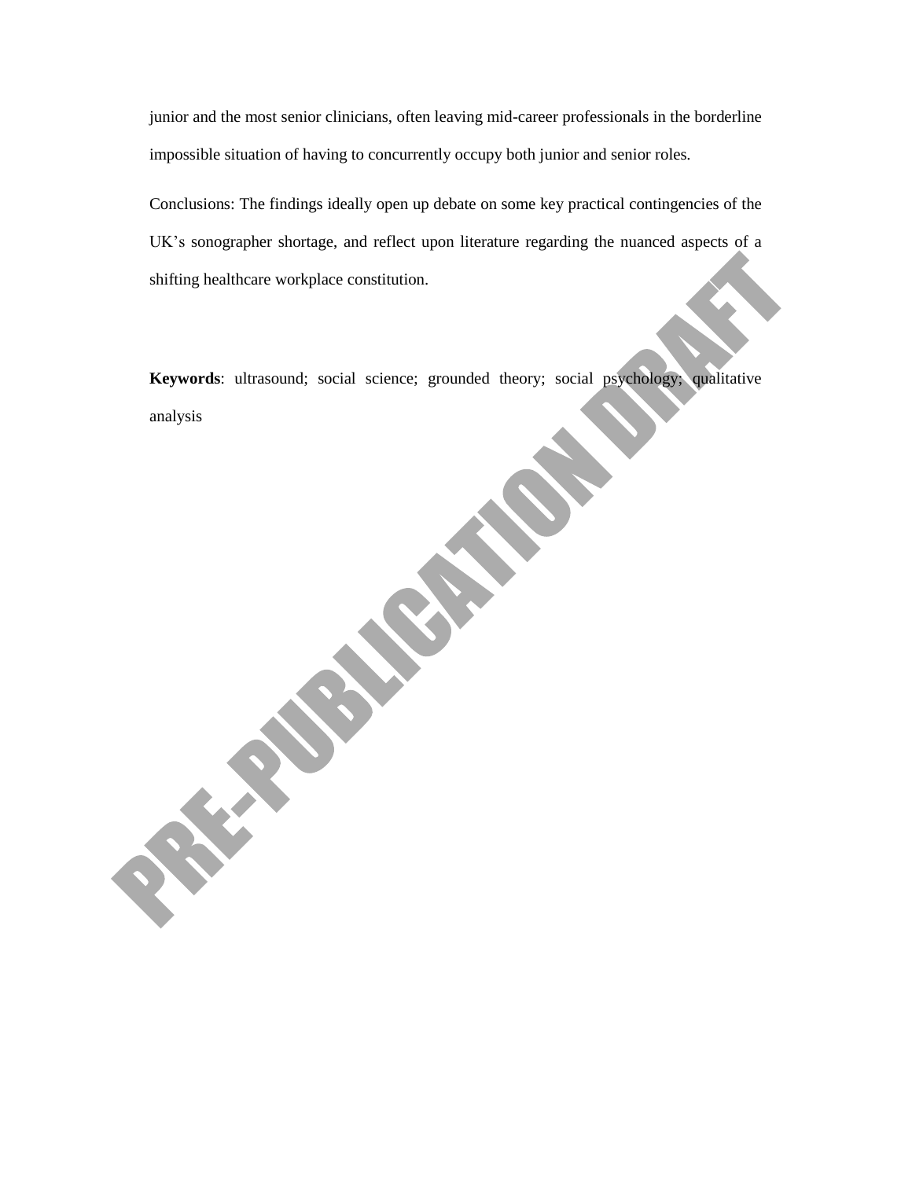junior and the most senior clinicians, often leaving mid-career professionals in the borderline impossible situation of having to concurrently occupy both junior and senior roles.

Conclusions: The findings ideally open up debate on some key practical contingencies of the UK's sonographer shortage, and reflect upon literature regarding the nuanced aspects of a shifting healthcare workplace constitution.

**Keywords**: ultrasound; social science; grounded theory; social psychology; qualitative analysis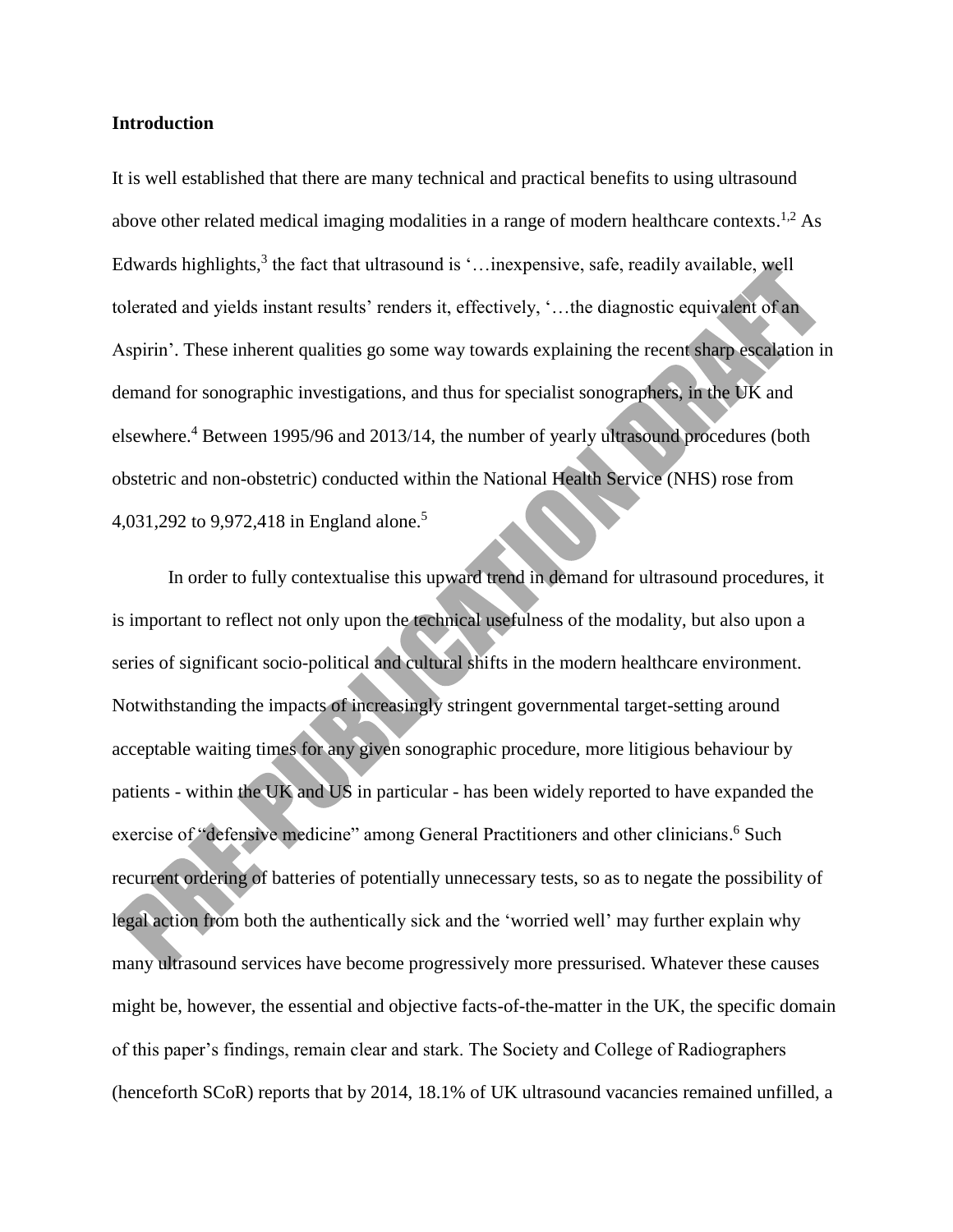**Introduction**

It is well established that there are many technical and practical benefits to using ultrasound above other related medical imaging modalities in a range of modern healthcare contexts.[1,2] As Edwards highlights,[3] the fact that ultrasound is '…inexpensive, safe, readily available, well tolerated and yields instant results' renders it, effectively, '…the diagnostic equivalent of an Aspirin'. These inherent qualities go some way towards explaining the recent sharp escalation in demand for sonographic investigations, and thus for specialist sonographers, in the UK and elsewhere.[4] Between 1995/96 and 2013/14, the number of yearly ultrasound procedures (both obstetric and non-obstetric) conducted within the National Health Service (NHS) rose from 4,031,292 to 9,972,418 in England alone.[5]

In order to fully contextualise this upward trend in demand for ultrasound procedures, it is important to reflect not only upon the technical usefulness of the modality, but also upon a series of significant socio-political and cultural shifts in the modern healthcare environment. Notwithstanding the impacts of increasingly stringent governmental target-setting around acceptable waiting times for any given sonographic procedure, more litigious behaviour by patients - within the UK and US in particular - has been widely reported to have expanded the exercise of "defensive medicine" among General Practitioners and other clinicians.[6] Such recurrent ordering of batteries of potentially unnecessary tests, so as to negate the possibility of legal action from both the authentically sick and the 'worried well' may further explain why many ultrasound services have become progressively more pressurised. Whatever these causes might be, however, the essential and objective facts-of-the-matter in the UK, the specific domain of this paper's findings, remain clear and stark. The Society and College of Radiographers (henceforth SCoR) reports that by 2014, 18.1% of UK ultrasound vacancies remained unfilled, a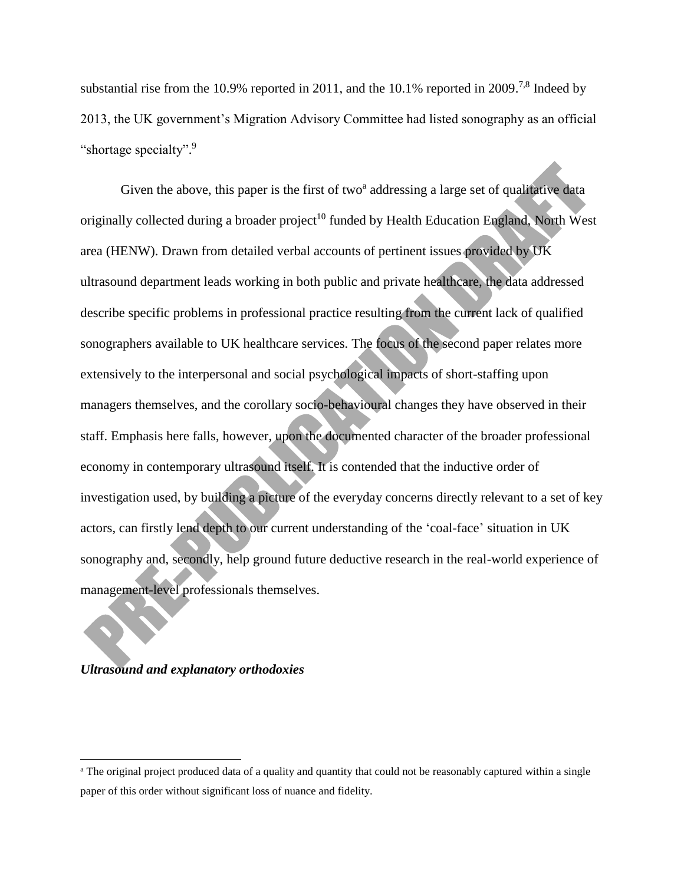substantial rise from the 10.9% reported in 2011, and the 10.1% reported in 2009.[7,8] Indeed by 2013, the UK government's Migration Advisory Committee had listed sonography as an official "shortage specialty".[9]

Given the above, this paper is the first of two[a] addressing a large set of qualitative data originally collected during a broader project[10] funded by Health Education England, North West area (HENW). Drawn from detailed verbal accounts of pertinent issues provided by UK ultrasound department leads working in both public and private healthcare, the data addressed describe specific problems in professional practice resulting from the current lack of qualified sonographers available to UK healthcare services. The focus of the second paper relates more extensively to the interpersonal and social psychological impacts of short-staffing upon managers themselves, and the corollary socio-behavioural changes they have observed in their staff. Emphasis here falls, however, upon the documented character of the broader professional economy in contemporary ultrasound itself. It is contended that the inductive order of investigation used, by building a picture of the everyday concerns directly relevant to a set of key actors, can firstly lend depth to our current understanding of the 'coal-face' situation in UK sonography and, secondly, help ground future deductive research in the real-world experience of management-level professionals themselves.

***Ultrasound and explanatory orthodoxies***

[a] The original project produced data of a quality and quantity that could not be reasonably captured within a single paper of this order without significant loss of nuance and fidelity.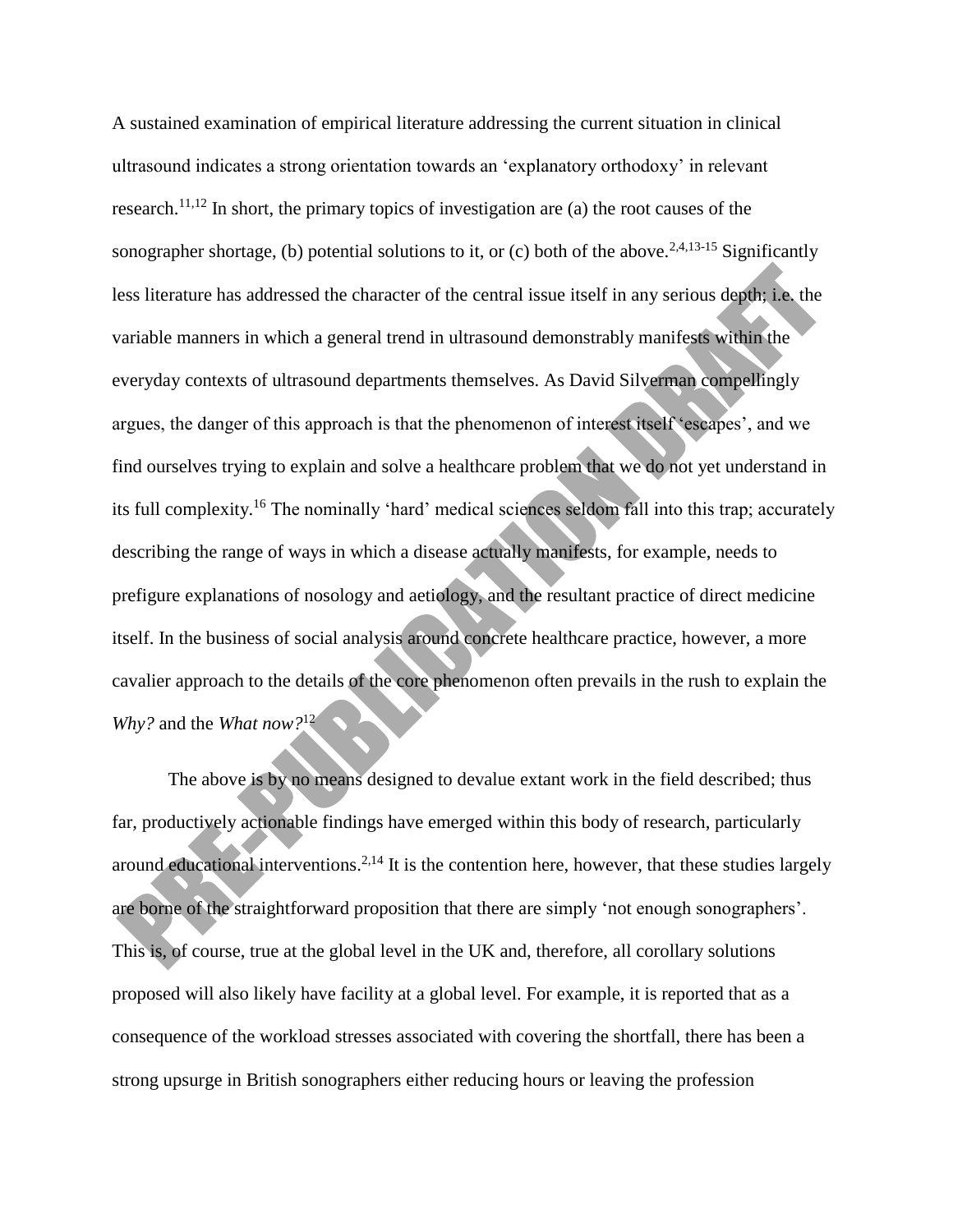A sustained examination of empirical literature addressing the current situation in clinical ultrasound indicates a strong orientation towards an 'explanatory orthodoxy' in relevant research.[11,12] In short, the primary topics of investigation are (a) the root causes of the sonographer shortage, (b) potential solutions to it, or (c) both of the above.[2,4,13-15] Significantly less literature has addressed the character of the central issue itself in any serious depth; i.e. the variable manners in which a general trend in ultrasound demonstrably manifests within the everyday contexts of ultrasound departments themselves. As David Silverman compellingly argues, the danger of this approach is that the phenomenon of interest itself 'escapes', and we find ourselves trying to explain and solve a healthcare problem that we do not yet understand in its full complexity.[16] The nominally 'hard' medical sciences seldom fall into this trap; accurately describing the range of ways in which a disease actually manifests, for example, needs to prefigure explanations of nosology and aetiology, and the resultant practice of direct medicine itself. In the business of social analysis around concrete healthcare practice, however, a more cavalier approach to the details of the core phenomenon often prevails in the rush to explain the *Why?* and the *What now?*[12]

The above is by no means designed to devalue extant work in the field described; thus far, productively actionable findings have emerged within this body of research, particularly around educational interventions.[2,14] It is the contention here, however, that these studies largely are borne of the straightforward proposition that there are simply 'not enough sonographers'. This is, of course, true at the global level in the UK and, therefore, all corollary solutions proposed will also likely have facility at a global level. For example, it is reported that as a consequence of the workload stresses associated with covering the shortfall, there has been a strong upsurge in British sonographers either reducing hours or leaving the profession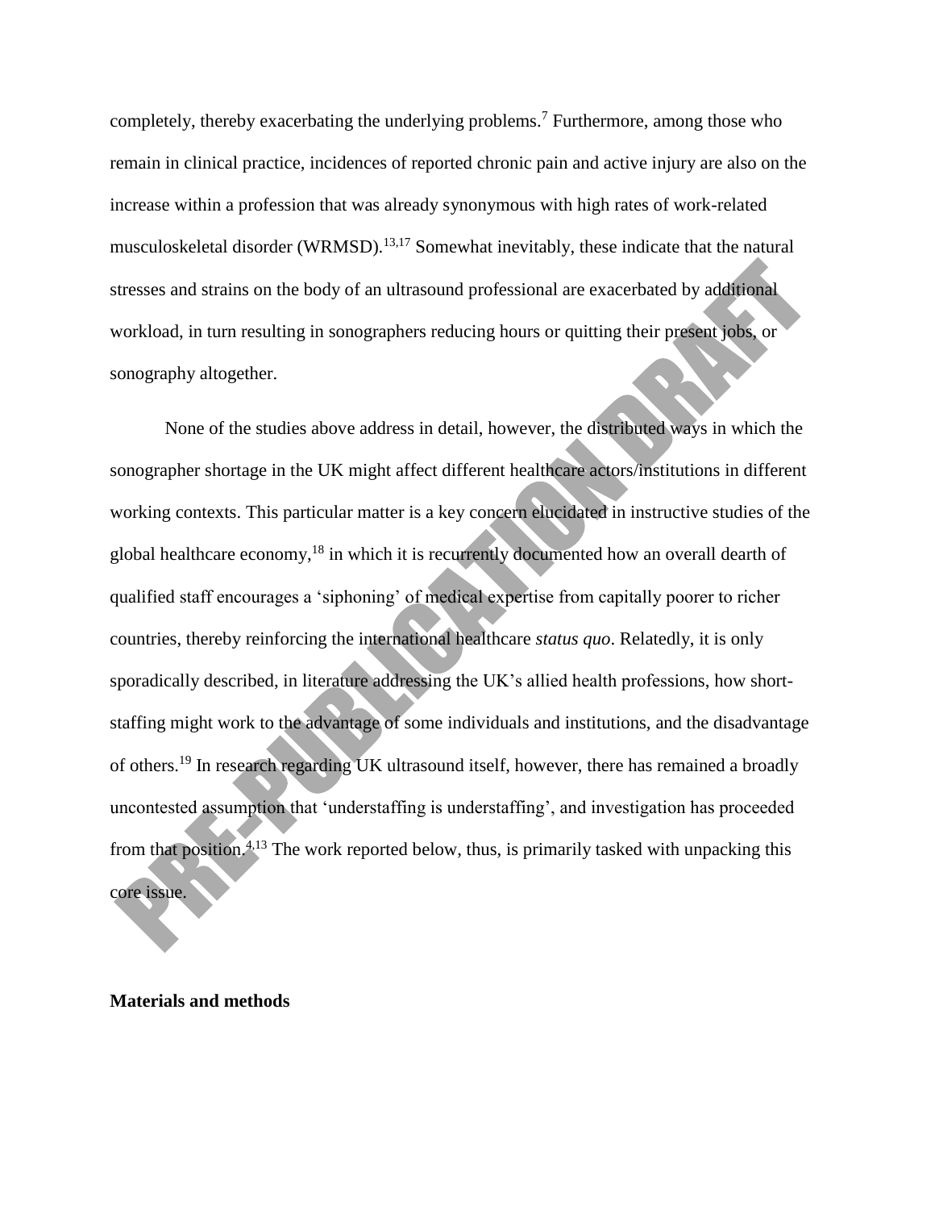completely, thereby exacerbating the underlying problems.[7] Furthermore, among those who remain in clinical practice, incidences of reported chronic pain and active injury are also on the increase within a profession that was already synonymous with high rates of work-related musculoskeletal disorder (WRMSD).[13,17] Somewhat inevitably, these indicate that the natural stresses and strains on the body of an ultrasound professional are exacerbated by additional workload, in turn resulting in sonographers reducing hours or quitting their present jobs, or sonography altogether.

None of the studies above address in detail, however, the distributed ways in which the sonographer shortage in the UK might affect different healthcare actors/institutions in different working contexts. This particular matter is a key concern elucidated in instructive studies of the global healthcare economy,[18] in which it is recurrently documented how an overall dearth of qualified staff encourages a 'siphoning' of medical expertise from capitally poorer to richer countries, thereby reinforcing the international healthcare *status quo*. Relatedly, it is only sporadically described, in literature addressing the UK's allied health professions, how short-staffing might work to the advantage of some individuals and institutions, and the disadvantage of others.[19] In research regarding UK ultrasound itself, however, there has remained a broadly uncontested assumption that 'understaffing is understaffing', and investigation has proceeded from that position.[4,13] The work reported below, thus, is primarily tasked with unpacking this core issue.

**Materials and methods**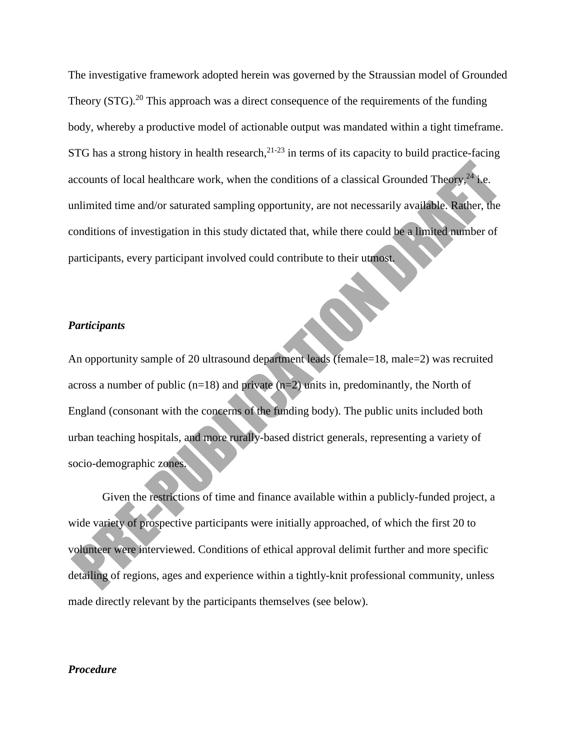The investigative framework adopted herein was governed by the Straussian model of Grounded Theory (STG).[20] This approach was a direct consequence of the requirements of the funding body, whereby a productive model of actionable output was mandated within a tight timeframe. STG has a strong history in health research,[21-23] in terms of its capacity to build practice-facing accounts of local healthcare work, when the conditions of a classical Grounded Theory,[24] i.e. unlimited time and/or saturated sampling opportunity, are not necessarily available. Rather, the conditions of investigation in this study dictated that, while there could be a limited number of participants, every participant involved could contribute to their utmost.

### *Participants*

An opportunity sample of 20 ultrasound department leads (female=18, male=2) was recruited across a number of public (n=18) and private (n=2) units in, predominantly, the North of England (consonant with the concerns of the funding body). The public units included both urban teaching hospitals, and more rurally-based district generals, representing a variety of socio-demographic zones.

Given the restrictions of time and finance available within a publicly-funded project, a wide variety of prospective participants were initially approached, of which the first 20 to volunteer were interviewed. Conditions of ethical approval delimit further and more specific detailing of regions, ages and experience within a tightly-knit professional community, unless made directly relevant by the participants themselves (see below).

### *Procedure*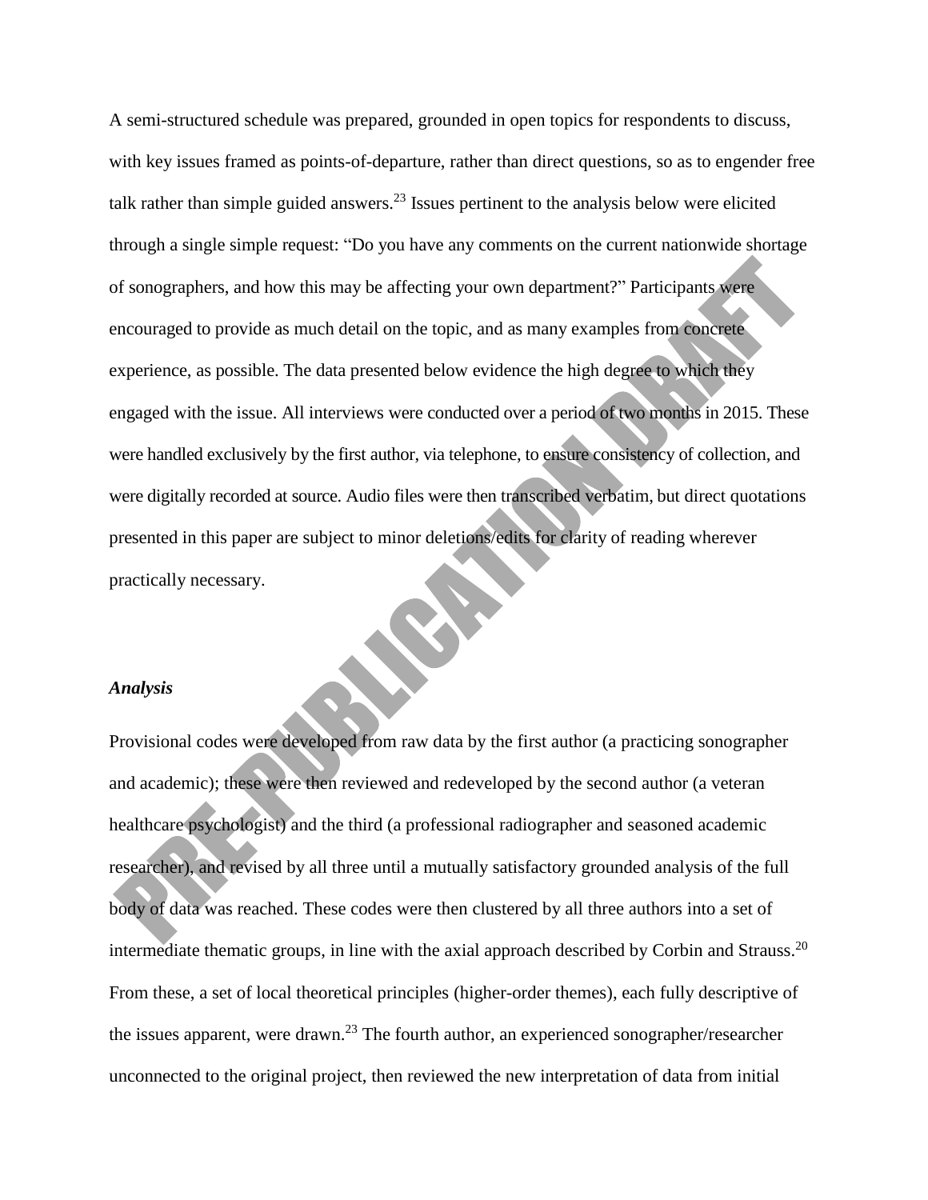A semi-structured schedule was prepared, grounded in open topics for respondents to discuss, with key issues framed as points-of-departure, rather than direct questions, so as to engender free talk rather than simple guided answers.[23] Issues pertinent to the analysis below were elicited through a single simple request: "Do you have any comments on the current nationwide shortage of sonographers, and how this may be affecting your own department?" Participants were encouraged to provide as much detail on the topic, and as many examples from concrete experience, as possible. The data presented below evidence the high degree to which they engaged with the issue. All interviews were conducted over a period of two months in 2015. These were handled exclusively by the first author, via telephone, to ensure consistency of collection, and were digitally recorded at source. Audio files were then transcribed verbatim, but direct quotations presented in this paper are subject to minor deletions/edits for clarity of reading wherever practically necessary.

### *Analysis*

Provisional codes were developed from raw data by the first author (a practicing sonographer and academic); these were then reviewed and redeveloped by the second author (a veteran healthcare psychologist) and the third (a professional radiographer and seasoned academic researcher), and revised by all three until a mutually satisfactory grounded analysis of the full body of data was reached. These codes were then clustered by all three authors into a set of intermediate thematic groups, in line with the axial approach described by Corbin and Strauss.[20] From these, a set of local theoretical principles (higher-order themes), each fully descriptive of the issues apparent, were drawn.[23] The fourth author, an experienced sonographer/researcher unconnected to the original project, then reviewed the new interpretation of data from initial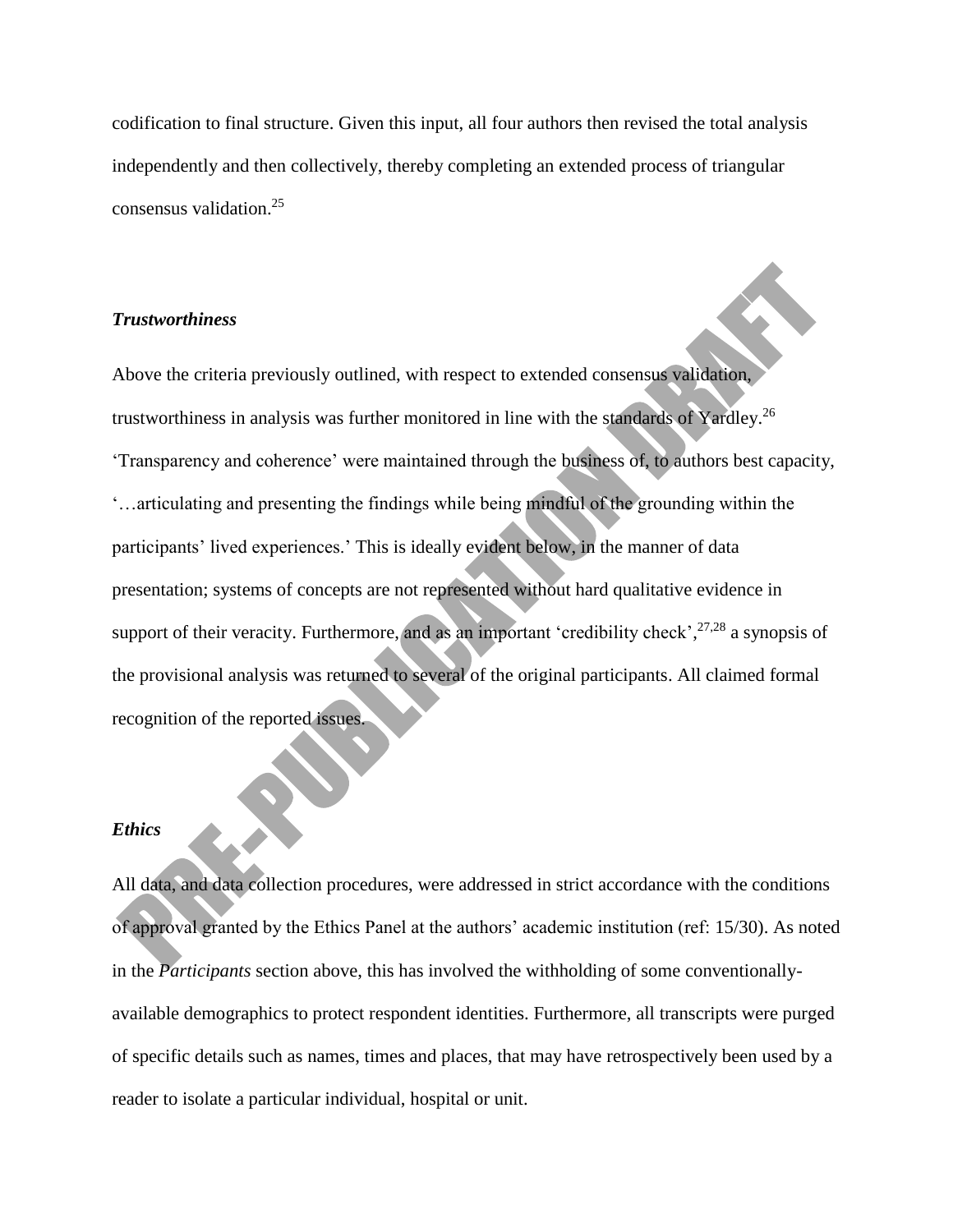codification to final structure. Given this input, all four authors then revised the total analysis independently and then collectively, thereby completing an extended process of triangular consensus validation.[25]

### *Trustworthiness*

Above the criteria previously outlined, with respect to extended consensus validation, trustworthiness in analysis was further monitored in line with the standards of Yardley.[26] 'Transparency and coherence' were maintained through the business of, to authors best capacity, '…articulating and presenting the findings while being mindful of the grounding within the participants' lived experiences.' This is ideally evident below, in the manner of data presentation; systems of concepts are not represented without hard qualitative evidence in support of their veracity. Furthermore, and as an important 'credibility check',[27,28] a synopsis of the provisional analysis was returned to several of the original participants. All claimed formal recognition of the reported issues.

### *Ethics*

All data, and data collection procedures, were addressed in strict accordance with the conditions of approval granted by the Ethics Panel at the authors' academic institution (ref: 15/30). As noted in the *Participants* section above, this has involved the withholding of some conventionally-available demographics to protect respondent identities. Furthermore, all transcripts were purged of specific details such as names, times and places, that may have retrospectively been used by a reader to isolate a particular individual, hospital or unit.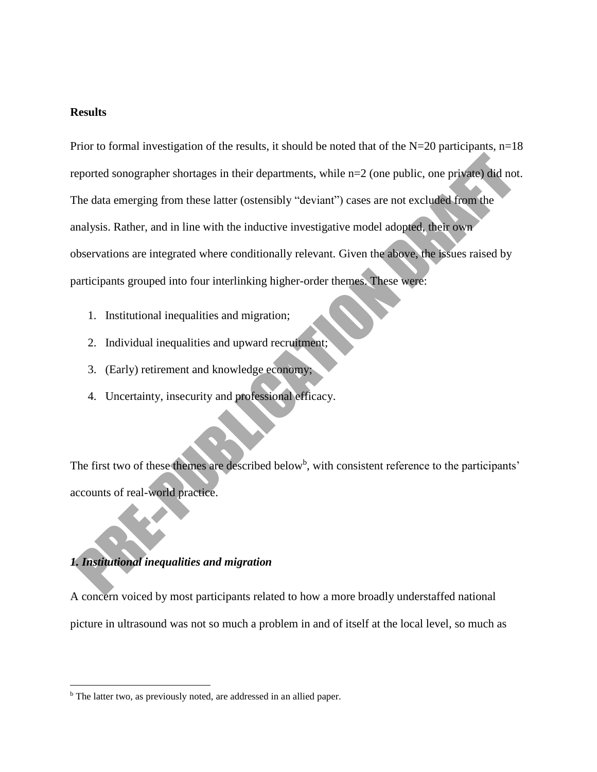## Results

Prior to formal investigation of the results, it should be noted that of the N=20 participants, n=18 reported sonographer shortages in their departments, while n=2 (one public, one private) did not. The data emerging from these latter (ostensibly "deviant") cases are not excluded from the analysis. Rather, and in line with the inductive investigative model adopted, their own observations are integrated where conditionally relevant. Given the above, the issues raised by participants grouped into four interlinking higher-order themes. These were:

1. Institutional inequalities and migration;
2. Individual inequalities and upward recruitment;
3. (Early) retirement and knowledge economy;
4. Uncertainty, insecurity and professional efficacy.

The first two of these themes are described below[b], with consistent reference to the participants' accounts of real-world practice.

### *1. Institutional inequalities and migration*

A concern voiced by most participants related to how a more broadly understaffed national picture in ultrasound was not so much a problem in and of itself at the local level, so much as

[b] The latter two, as previously noted, are addressed in an allied paper.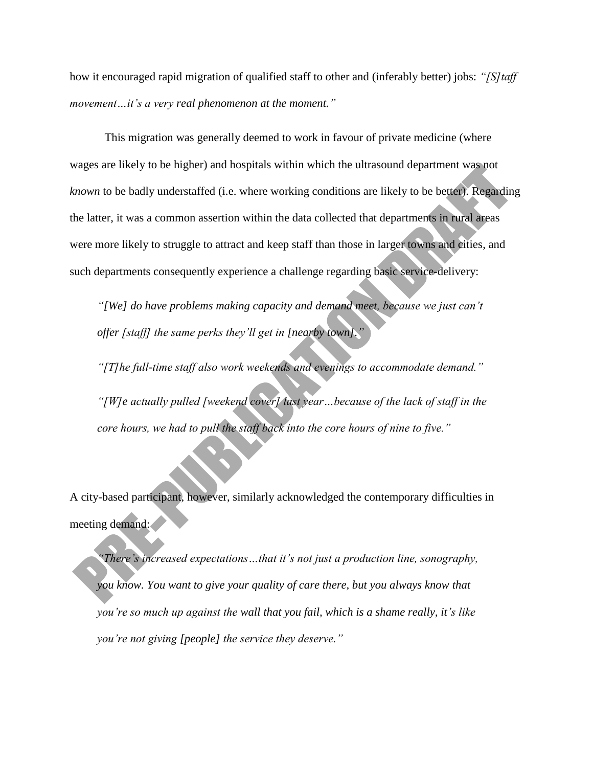how it encouraged rapid migration of qualified staff to other and (inferably better) jobs: *"[S]taff movement…it's a very real phenomenon at the moment."*

This migration was generally deemed to work in favour of private medicine (where wages are likely to be higher) and hospitals within which the ultrasound department was not *known* to be badly understaffed (i.e. where working conditions are likely to be better). Regarding the latter, it was a common assertion within the data collected that departments in rural areas were more likely to struggle to attract and keep staff than those in larger towns and cities, and such departments consequently experience a challenge regarding basic service-delivery:

> *"[We] do have problems making capacity and demand meet, because we just can't offer [staff] the same perks they'll get in [nearby town]."*
>
> *"[T]he full-time staff also work weekends and evenings to accommodate demand."*
>
> *"[W]e actually pulled [weekend cover] last year…because of the lack of staff in the core hours, we had to pull the staff back into the core hours of nine to five."*

A city-based participant, however, similarly acknowledged the contemporary difficulties in meeting demand:

> *"There's increased expectations…that it's not just a production line, sonography, you know. You want to give your quality of care there, but you always know that you're so much up against the wall that you fail, which is a shame really, it's like you're not giving [people] the service they deserve."*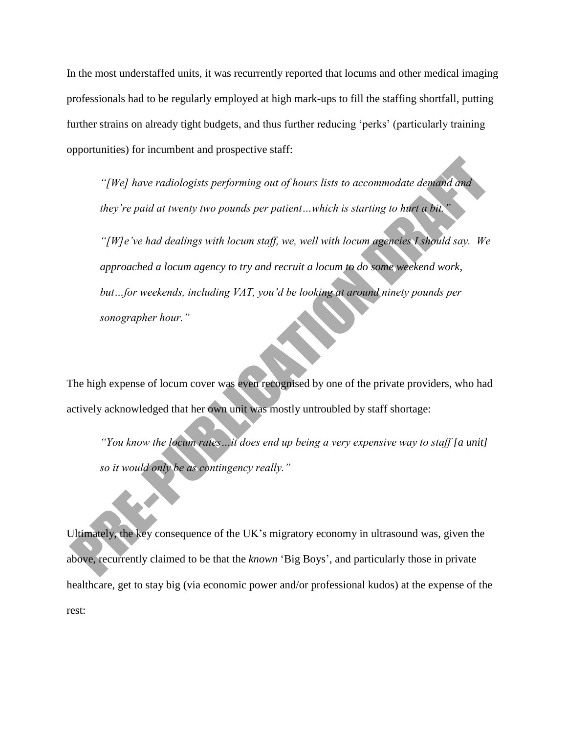In the most understaffed units, it was recurrently reported that locums and other medical imaging professionals had to be regularly employed at high mark-ups to fill the staffing shortfall, putting further strains on already tight budgets, and thus further reducing 'perks' (particularly training opportunities) for incumbent and prospective staff:

> *"[We] have radiologists performing out of hours lists to accommodate demand and they're paid at twenty two pounds per patient…which is starting to hurt a bit."*
>
> *"[W]e've had dealings with locum staff, we, well with locum agencies I should say. We approached a locum agency to try and recruit a locum to do some weekend work, but…for weekends, including VAT, you'd be looking at around ninety pounds per sonographer hour."*

The high expense of locum cover was even recognised by one of the private providers, who had actively acknowledged that her own unit was mostly untroubled by staff shortage:

> *"You know the locum rates…it does end up being a very expensive way to staff [a unit] so it would only be as contingency really."*

Ultimately, the key consequence of the UK's migratory economy in ultrasound was, given the above, recurrently claimed to be that the *known* 'Big Boys', and particularly those in private healthcare, get to stay big (via economic power and/or professional kudos) at the expense of the rest: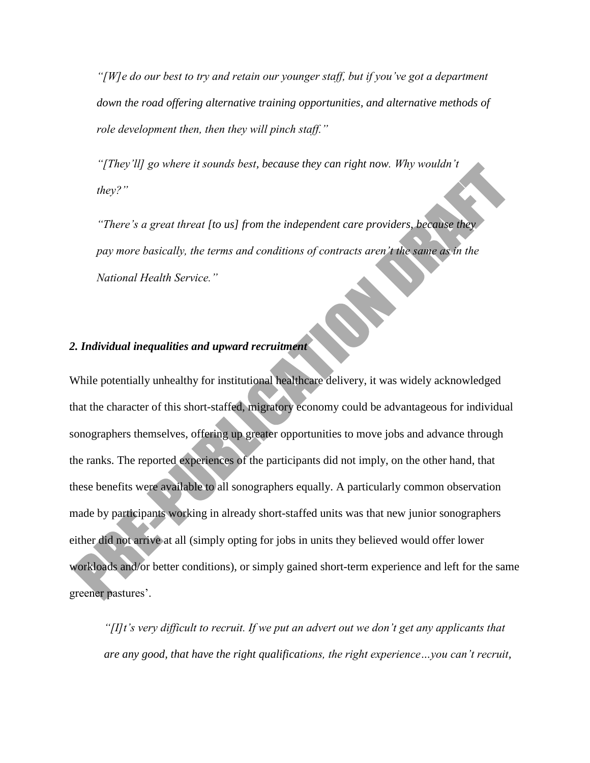*"[W]e do our best to try and retain our younger staff, but if you've got a department down the road offering alternative training opportunities, and alternative methods of role development then, then they will pinch staff."*

*"[They'll] go where it sounds best, because they can right now. Why wouldn't they?"*

*"There's a great threat [to us] from the independent care providers, because they pay more basically, the terms and conditions of contracts aren't the same as in the National Health Service."*

### *2. Individual inequalities and upward recruitment*

While potentially unhealthy for institutional healthcare delivery, it was widely acknowledged that the character of this short-staffed, migratory economy could be advantageous for individual sonographers themselves, offering up greater opportunities to move jobs and advance through the ranks. The reported experiences of the participants did not imply, on the other hand, that these benefits were available to all sonographers equally. A particularly common observation made by participants working in already short-staffed units was that new junior sonographers either did not arrive at all (simply opting for jobs in units they believed would offer lower workloads and/or better conditions), or simply gained short-term experience and left for the same greener pastures'.

*"[I]t's very difficult to recruit. If we put an advert out we don't get any applicants that are any good, that have the right qualifications, the right experience…you can't recruit,*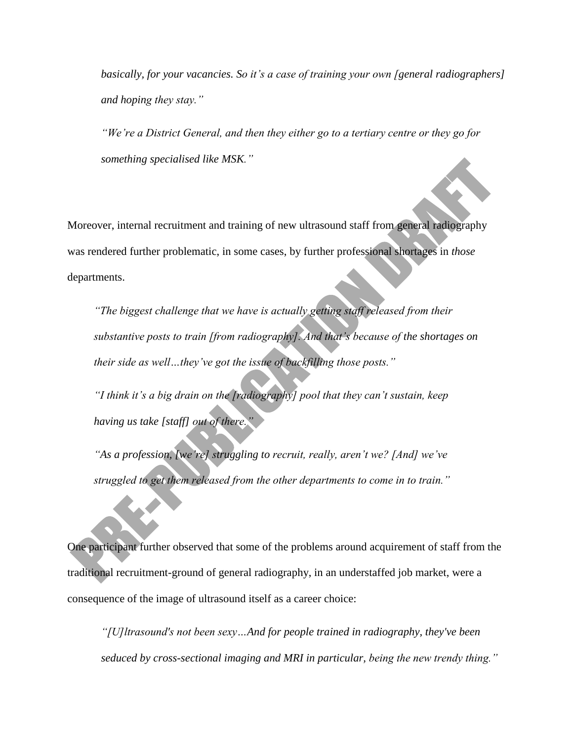*basically, for your vacancies. So it's a case of training your own [general radiographers] and hoping they stay."*

*"We're a District General, and then they either go to a tertiary centre or they go for something specialised like MSK."*

Moreover, internal recruitment and training of new ultrasound staff from general radiography was rendered further problematic, in some cases, by further professional shortages in *those* departments.

*"The biggest challenge that we have is actually getting staff released from their substantive posts to train [from radiography]. And that's because of the shortages on their side as well…they've got the issue of backfilling those posts."*

*"I think it's a big drain on the [radiography] pool that they can't sustain, keep having us take [staff] out of there."*

*"As a profession, [we're] struggling to recruit, really, aren't we? [And] we've struggled to get them released from the other departments to come in to train."*

One participant further observed that some of the problems around acquirement of staff from the traditional recruitment-ground of general radiography, in an understaffed job market, were a consequence of the image of ultrasound itself as a career choice:

*"[U]ltrasound's not been sexy…And for people trained in radiography, they've been seduced by cross-sectional imaging and MRI in particular, being the new trendy thing."*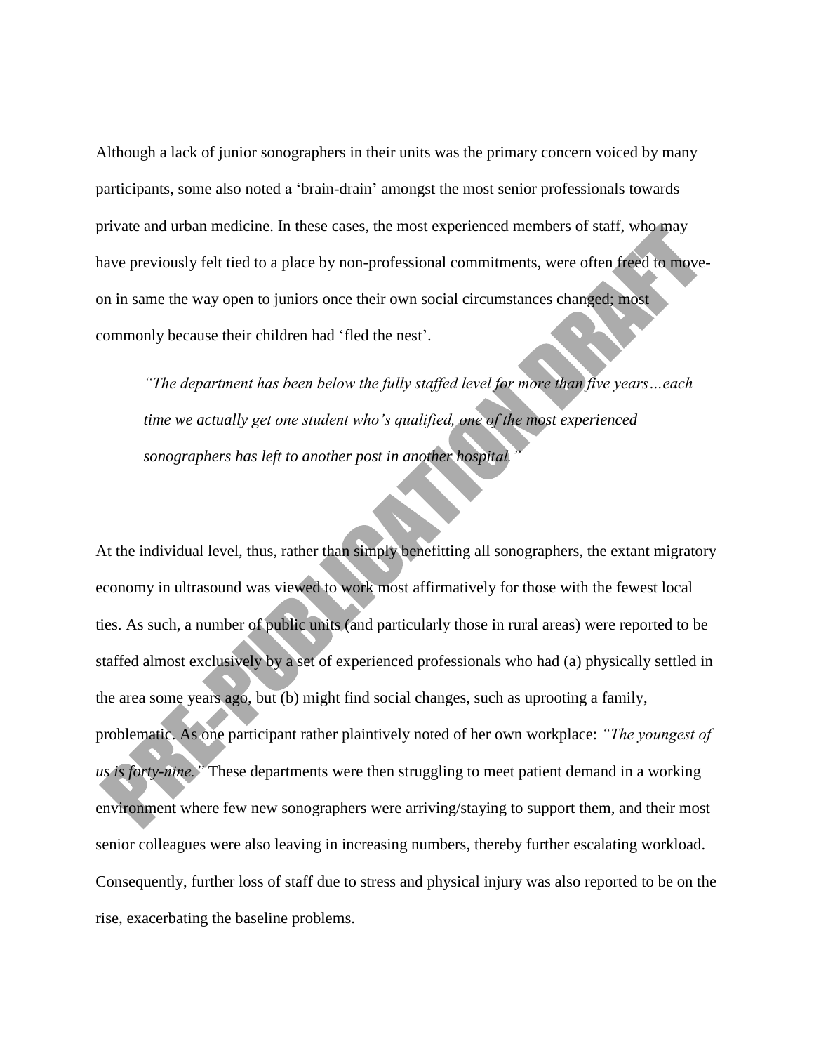Although a lack of junior sonographers in their units was the primary concern voiced by many participants, some also noted a 'brain-drain' amongst the most senior professionals towards private and urban medicine. In these cases, the most experienced members of staff, who may have previously felt tied to a place by non-professional commitments, were often freed to move-on in same the way open to juniors once their own social circumstances changed; most commonly because their children had 'fled the nest'.

> *"The department has been below the fully staffed level for more than five years…each time we actually get one student who's qualified, one of the most experienced sonographers has left to another post in another hospital."*

At the individual level, thus, rather than simply benefitting all sonographers, the extant migratory economy in ultrasound was viewed to work most affirmatively for those with the fewest local ties. As such, a number of public units (and particularly those in rural areas) were reported to be staffed almost exclusively by a set of experienced professionals who had (a) physically settled in the area some years ago, but (b) might find social changes, such as uprooting a family, problematic. As one participant rather plaintively noted of her own workplace: *"The youngest of us is forty-nine."* These departments were then struggling to meet patient demand in a working environment where few new sonographers were arriving/staying to support them, and their most senior colleagues were also leaving in increasing numbers, thereby further escalating workload. Consequently, further loss of staff due to stress and physical injury was also reported to be on the rise, exacerbating the baseline problems.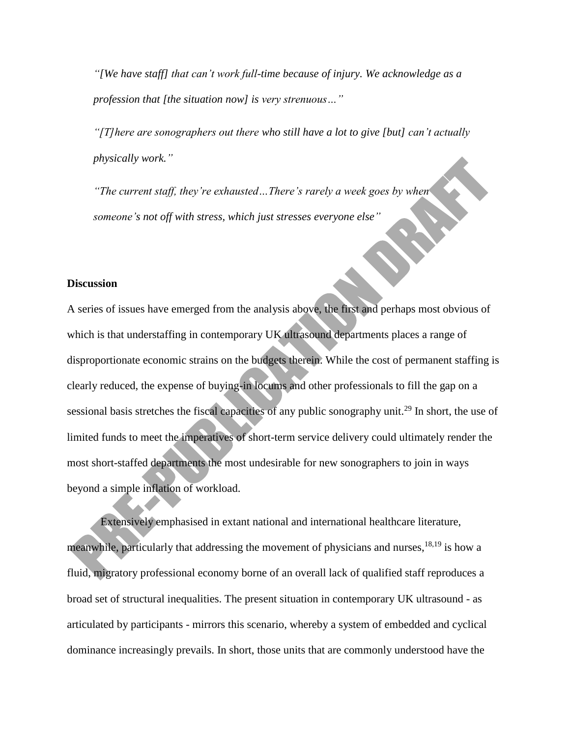*"[We have staff] that can't work full-time because of injury. We acknowledge as a profession that [the situation now] is very strenuous…"*

*"[T]here are sonographers out there who still have a lot to give [but] can't actually physically work."*

*"The current staff, they're exhausted…There's rarely a week goes by when someone's not off with stress, which just stresses everyone else"*

**Discussion**

A series of issues have emerged from the analysis above, the first and perhaps most obvious of which is that understaffing in contemporary UK ultrasound departments places a range of disproportionate economic strains on the budgets therein. While the cost of permanent staffing is clearly reduced, the expense of buying-in locums and other professionals to fill the gap on a sessional basis stretches the fiscal capacities of any public sonography unit.[29] In short, the use of limited funds to meet the imperatives of short-term service delivery could ultimately render the most short-staffed departments the most undesirable for new sonographers to join in ways beyond a simple inflation of workload.

Extensively emphasised in extant national and international healthcare literature, meanwhile, particularly that addressing the movement of physicians and nurses,[18,19] is how a fluid, migratory professional economy borne of an overall lack of qualified staff reproduces a broad set of structural inequalities. The present situation in contemporary UK ultrasound - as articulated by participants - mirrors this scenario, whereby a system of embedded and cyclical dominance increasingly prevails. In short, those units that are commonly understood have the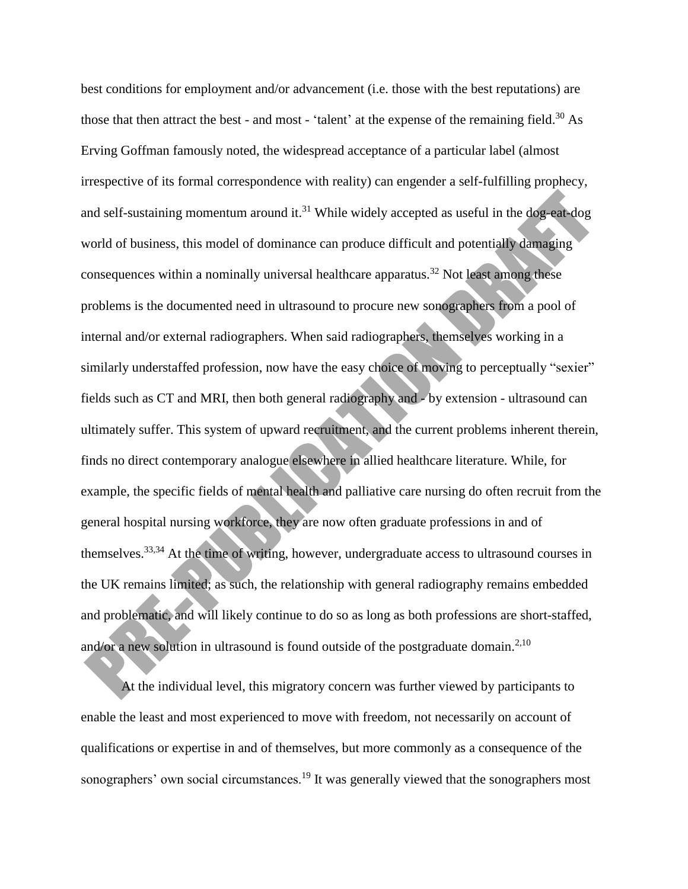best conditions for employment and/or advancement (i.e. those with the best reputations) are those that then attract the best - and most - 'talent' at the expense of the remaining field.[30] As Erving Goffman famously noted, the widespread acceptance of a particular label (almost irrespective of its formal correspondence with reality) can engender a self-fulfilling prophecy, and self-sustaining momentum around it.[31] While widely accepted as useful in the dog-eat-dog world of business, this model of dominance can produce difficult and potentially damaging consequences within a nominally universal healthcare apparatus.[32] Not least among these problems is the documented need in ultrasound to procure new sonographers from a pool of internal and/or external radiographers. When said radiographers, themselves working in a similarly understaffed profession, now have the easy choice of moving to perceptually "sexier" fields such as CT and MRI, then both general radiography and - by extension - ultrasound can ultimately suffer. This system of upward recruitment, and the current problems inherent therein, finds no direct contemporary analogue elsewhere in allied healthcare literature. While, for example, the specific fields of mental health and palliative care nursing do often recruit from the general hospital nursing workforce, they are now often graduate professions in and of themselves.[33,34] At the time of writing, however, undergraduate access to ultrasound courses in the UK remains limited; as such, the relationship with general radiography remains embedded and problematic, and will likely continue to do so as long as both professions are short-staffed, and/or a new solution in ultrasound is found outside of the postgraduate domain.[2,10]

At the individual level, this migratory concern was further viewed by participants to enable the least and most experienced to move with freedom, not necessarily on account of qualifications or expertise in and of themselves, but more commonly as a consequence of the sonographers' own social circumstances.[19] It was generally viewed that the sonographers most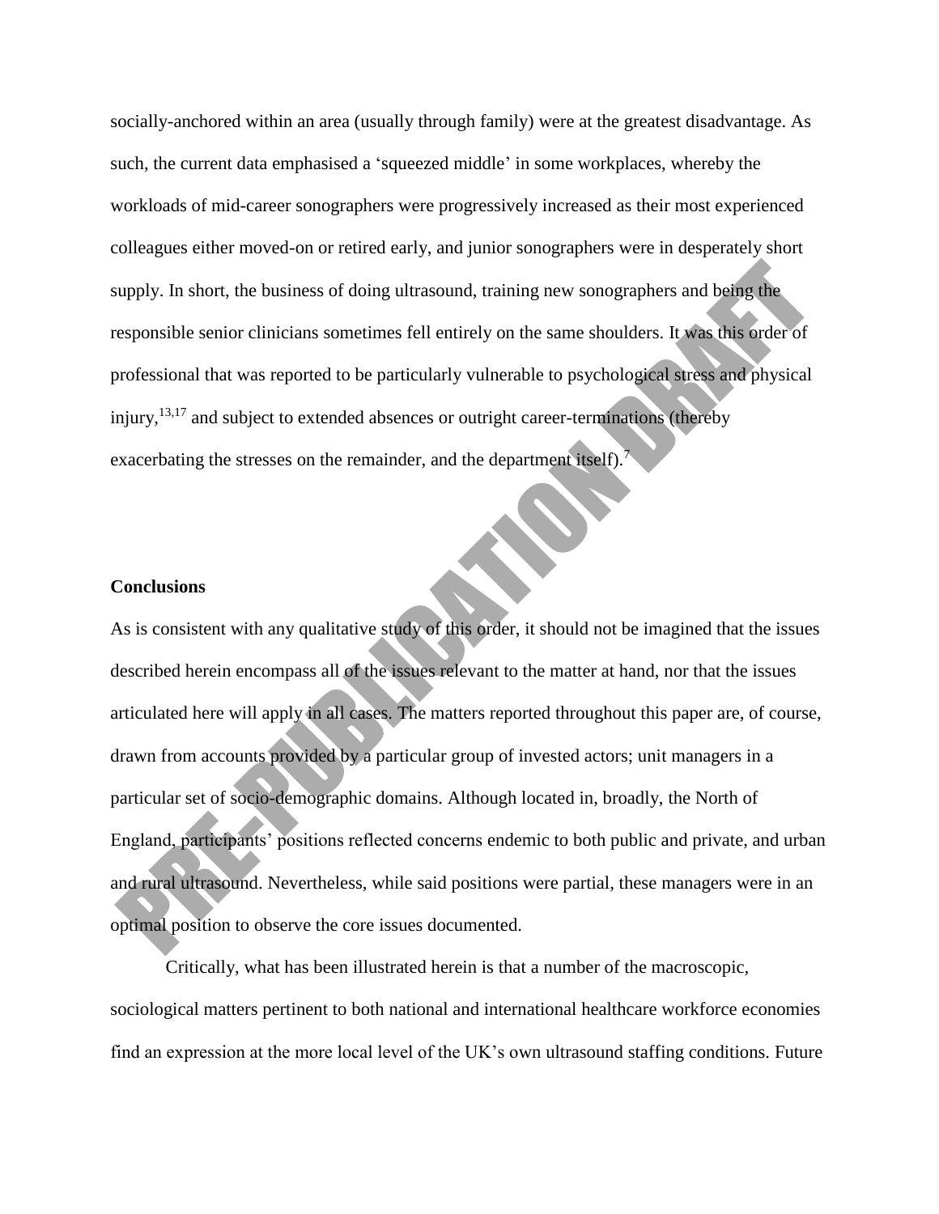socially-anchored within an area (usually through family) were at the greatest disadvantage. As such, the current data emphasised a 'squeezed middle' in some workplaces, whereby the workloads of mid-career sonographers were progressively increased as their most experienced colleagues either moved-on or retired early, and junior sonographers were in desperately short supply. In short, the business of doing ultrasound, training new sonographers and being the responsible senior clinicians sometimes fell entirely on the same shoulders. It was this order of professional that was reported to be particularly vulnerable to psychological stress and physical injury,[13,17] and subject to extended absences or outright career-terminations (thereby exacerbating the stresses on the remainder, and the department itself).[7]

## Conclusions

As is consistent with any qualitative study of this order, it should not be imagined that the issues described herein encompass all of the issues relevant to the matter at hand, nor that the issues articulated here will apply in all cases. The matters reported throughout this paper are, of course, drawn from accounts provided by a particular group of invested actors; unit managers in a particular set of socio-demographic domains. Although located in, broadly, the North of England, participants' positions reflected concerns endemic to both public and private, and urban and rural ultrasound. Nevertheless, while said positions were partial, these managers were in an optimal position to observe the core issues documented.

Critically, what has been illustrated herein is that a number of the macroscopic, sociological matters pertinent to both national and international healthcare workforce economies find an expression at the more local level of the UK's own ultrasound staffing conditions. Future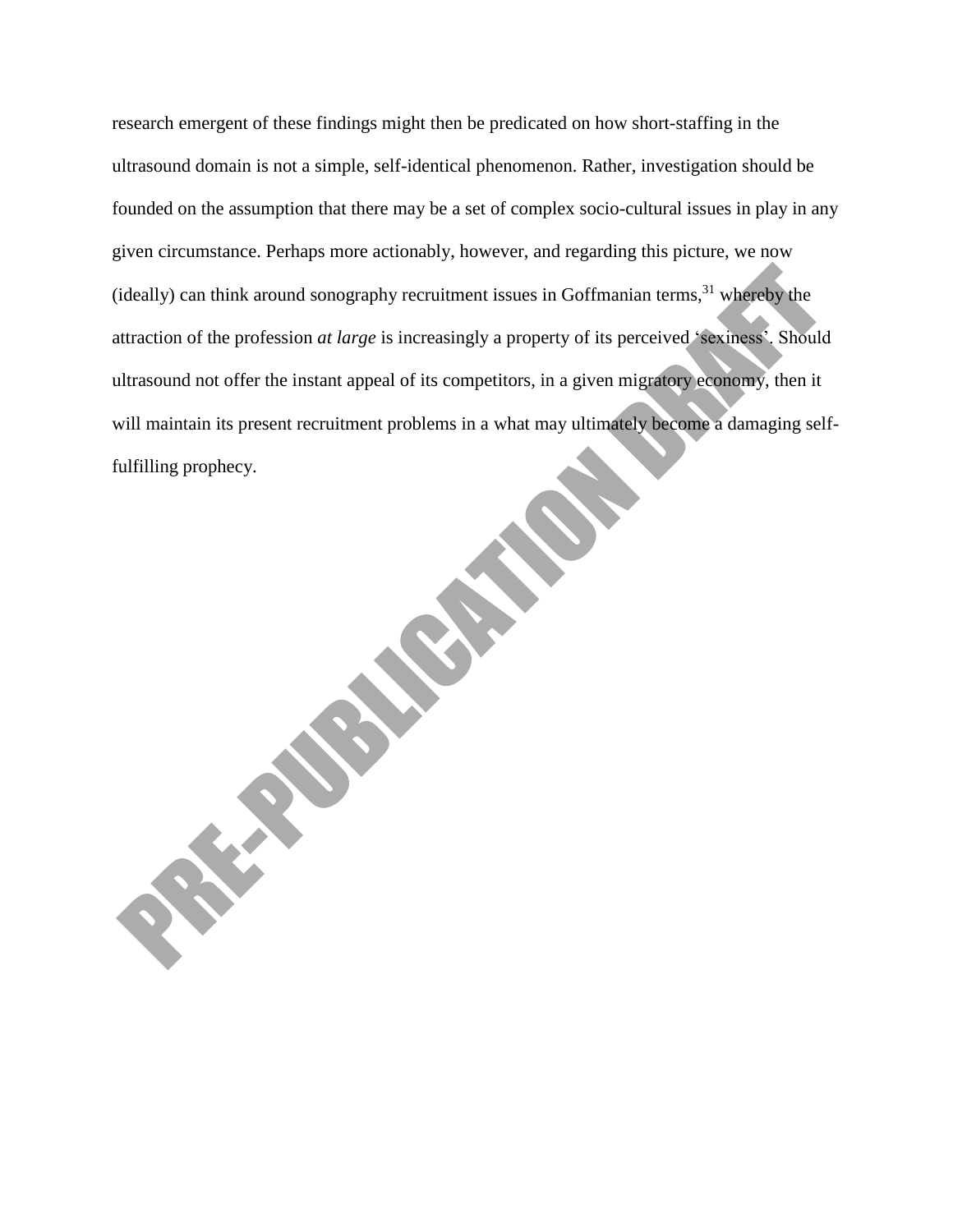research emergent of these findings might then be predicated on how short-staffing in the ultrasound domain is not a simple, self-identical phenomenon. Rather, investigation should be founded on the assumption that there may be a set of complex socio-cultural issues in play in any given circumstance. Perhaps more actionably, however, and regarding this picture, we now (ideally) can think around sonography recruitment issues in Goffmanian terms,[31] whereby the attraction of the profession *at large* is increasingly a property of its perceived 'sexiness'. Should ultrasound not offer the instant appeal of its competitors, in a given migratory economy, then it will maintain its present recruitment problems in a what may ultimately become a damaging self-fulfilling prophecy.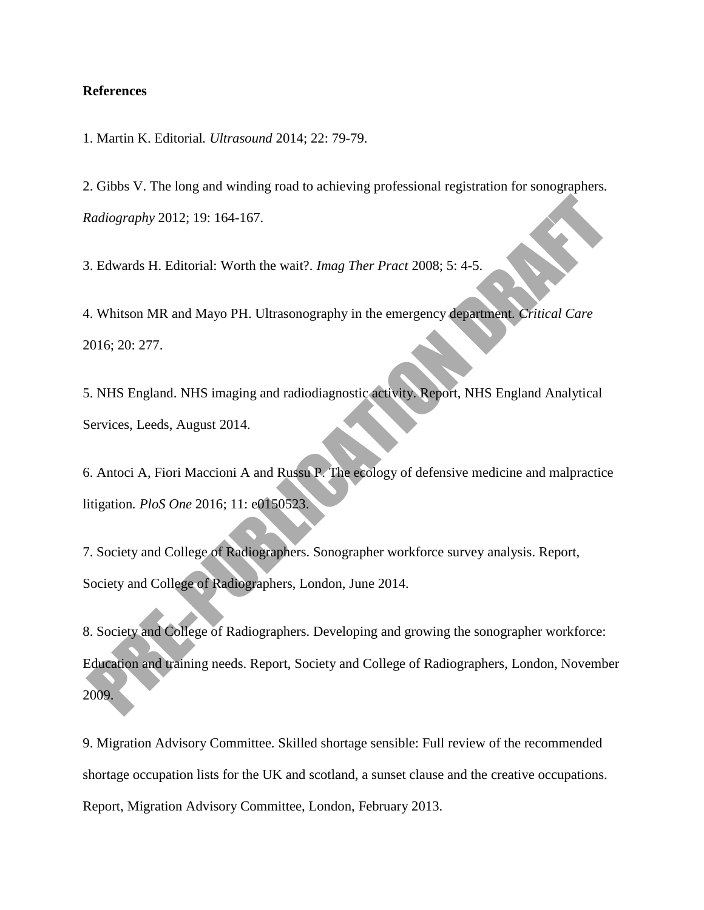**References**

1. Martin K. Editorial. *Ultrasound* 2014; 22: 79-79.

2. Gibbs V. The long and winding road to achieving professional registration for sonographers. *Radiography* 2012; 19: 164-167.

3. Edwards H. Editorial: Worth the wait?. *Imag Ther Pract* 2008; 5: 4-5.

4. Whitson MR and Mayo PH. Ultrasonography in the emergency department. *Critical Care* 2016; 20: 277.

5. NHS England. NHS imaging and radiodiagnostic activity. Report, NHS England Analytical Services, Leeds, August 2014.

6. Antoci A, Fiori Maccioni A and Russu P. The ecology of defensive medicine and malpractice litigation. *PloS One* 2016; 11: e0150523.

7. Society and College of Radiographers. Sonographer workforce survey analysis. Report, Society and College of Radiographers, London, June 2014.

8. Society and College of Radiographers. Developing and growing the sonographer workforce: Education and training needs. Report, Society and College of Radiographers, London, November 2009.

9. Migration Advisory Committee. Skilled shortage sensible: Full review of the recommended shortage occupation lists for the UK and scotland, a sunset clause and the creative occupations. Report, Migration Advisory Committee, London, February 2013.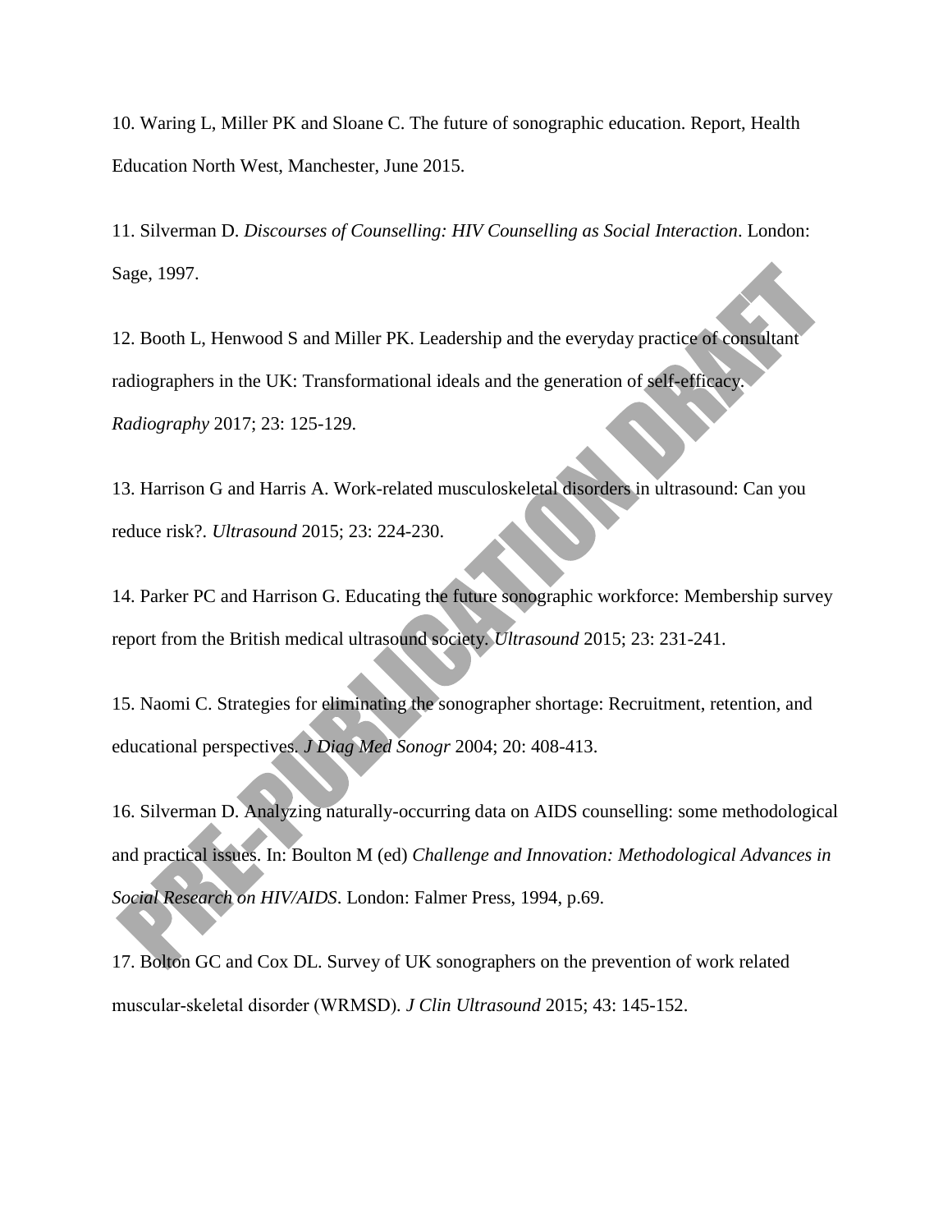10. Waring L, Miller PK and Sloane C. The future of sonographic education. Report, Health Education North West, Manchester, June 2015.

11. Silverman D. *Discourses of Counselling: HIV Counselling as Social Interaction*. London: Sage, 1997.

12. Booth L, Henwood S and Miller PK. Leadership and the everyday practice of consultant radiographers in the UK: Transformational ideals and the generation of self-efficacy. *Radiography* 2017; 23: 125-129.

13. Harrison G and Harris A. Work-related musculoskeletal disorders in ultrasound: Can you reduce risk?. *Ultrasound* 2015; 23: 224-230.

14. Parker PC and Harrison G. Educating the future sonographic workforce: Membership survey report from the British medical ultrasound society. *Ultrasound* 2015; 23: 231-241.

15. Naomi C. Strategies for eliminating the sonographer shortage: Recruitment, retention, and educational perspectives. *J Diag Med Sonogr* 2004; 20: 408-413.

16. Silverman D. Analyzing naturally-occurring data on AIDS counselling: some methodological and practical issues. In: Boulton M (ed) *Challenge and Innovation: Methodological Advances in Social Research on HIV/AIDS*. London: Falmer Press, 1994, p.69.

17. Bolton GC and Cox DL. Survey of UK sonographers on the prevention of work related muscular-skeletal disorder (WRMSD). *J Clin Ultrasound* 2015; 43: 145-152.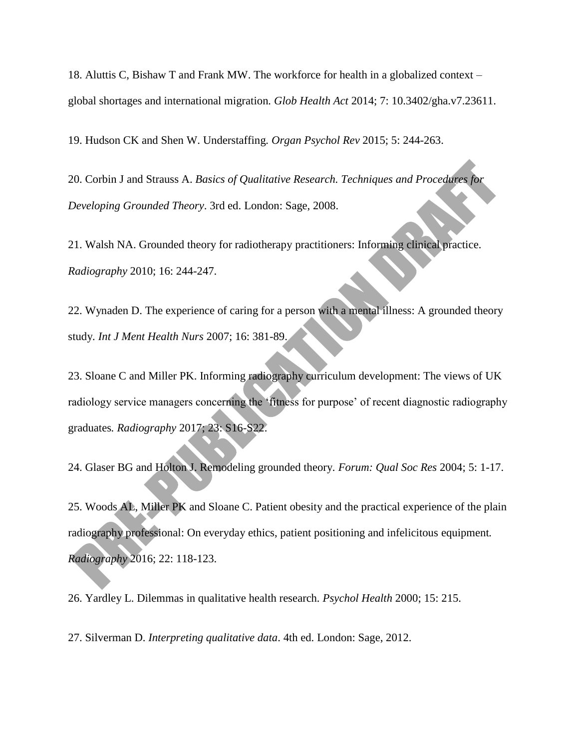18. Aluttis C, Bishaw T and Frank MW. The workforce for health in a globalized context – global shortages and international migration. *Glob Health Act* 2014; 7: 10.3402/gha.v7.23611.

19. Hudson CK and Shen W. Understaffing. *Organ Psychol Rev* 2015; 5: 244-263.

20. Corbin J and Strauss A. *Basics of Qualitative Research. Techniques and Procedures for Developing Grounded Theory*. 3rd ed. London: Sage, 2008.

21. Walsh NA. Grounded theory for radiotherapy practitioners: Informing clinical practice. *Radiography* 2010; 16: 244-247.

22. Wynaden D. The experience of caring for a person with a mental illness: A grounded theory study. *Int J Ment Health Nurs* 2007; 16: 381-89.

23. Sloane C and Miller PK. Informing radiography curriculum development: The views of UK radiology service managers concerning the 'fitness for purpose' of recent diagnostic radiography graduates. *Radiography* 2017; 23: S16-S22.

24. Glaser BG and Holton J. Remodeling grounded theory. *Forum: Qual Soc Res* 2004; 5: 1-17.

25. Woods AL, Miller PK and Sloane C. Patient obesity and the practical experience of the plain radiography professional: On everyday ethics, patient positioning and infelicitous equipment. *Radiography* 2016; 22: 118-123.

26. Yardley L. Dilemmas in qualitative health research. *Psychol Health* 2000; 15: 215.

27. Silverman D. *Interpreting qualitative data*. 4th ed. London: Sage, 2012.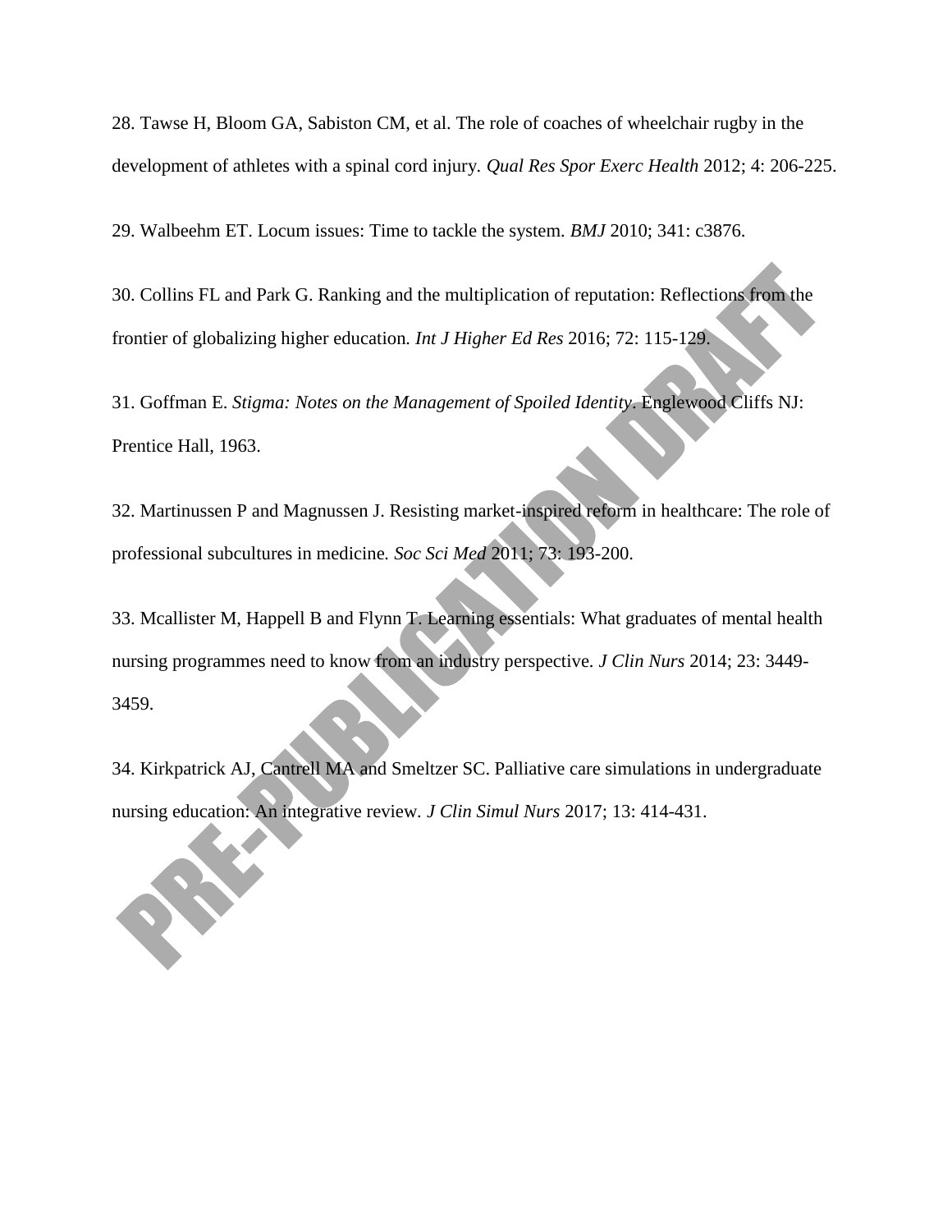28. Tawse H, Bloom GA, Sabiston CM, et al. The role of coaches of wheelchair rugby in the development of athletes with a spinal cord injury. *Qual Res Spor Exerc Health* 2012; 4: 206-225.

29. Walbeehm ET. Locum issues: Time to tackle the system. *BMJ* 2010; 341: c3876.

30. Collins FL and Park G. Ranking and the multiplication of reputation: Reflections from the frontier of globalizing higher education. *Int J Higher Ed Res* 2016; 72: 115-129.

31. Goffman E. *Stigma: Notes on the Management of Spoiled Identity*. Englewood Cliffs NJ: Prentice Hall, 1963.

32. Martinussen P and Magnussen J. Resisting market-inspired reform in healthcare: The role of professional subcultures in medicine. *Soc Sci Med* 2011; 73: 193-200.

33. Mcallister M, Happell B and Flynn T. Learning essentials: What graduates of mental health nursing programmes need to know from an industry perspective. *J Clin Nurs* 2014; 23: 3449-3459.

34. Kirkpatrick AJ, Cantrell MA and Smeltzer SC. Palliative care simulations in undergraduate nursing education: An integrative review. *J Clin Simul Nurs* 2017; 13: 414-431.